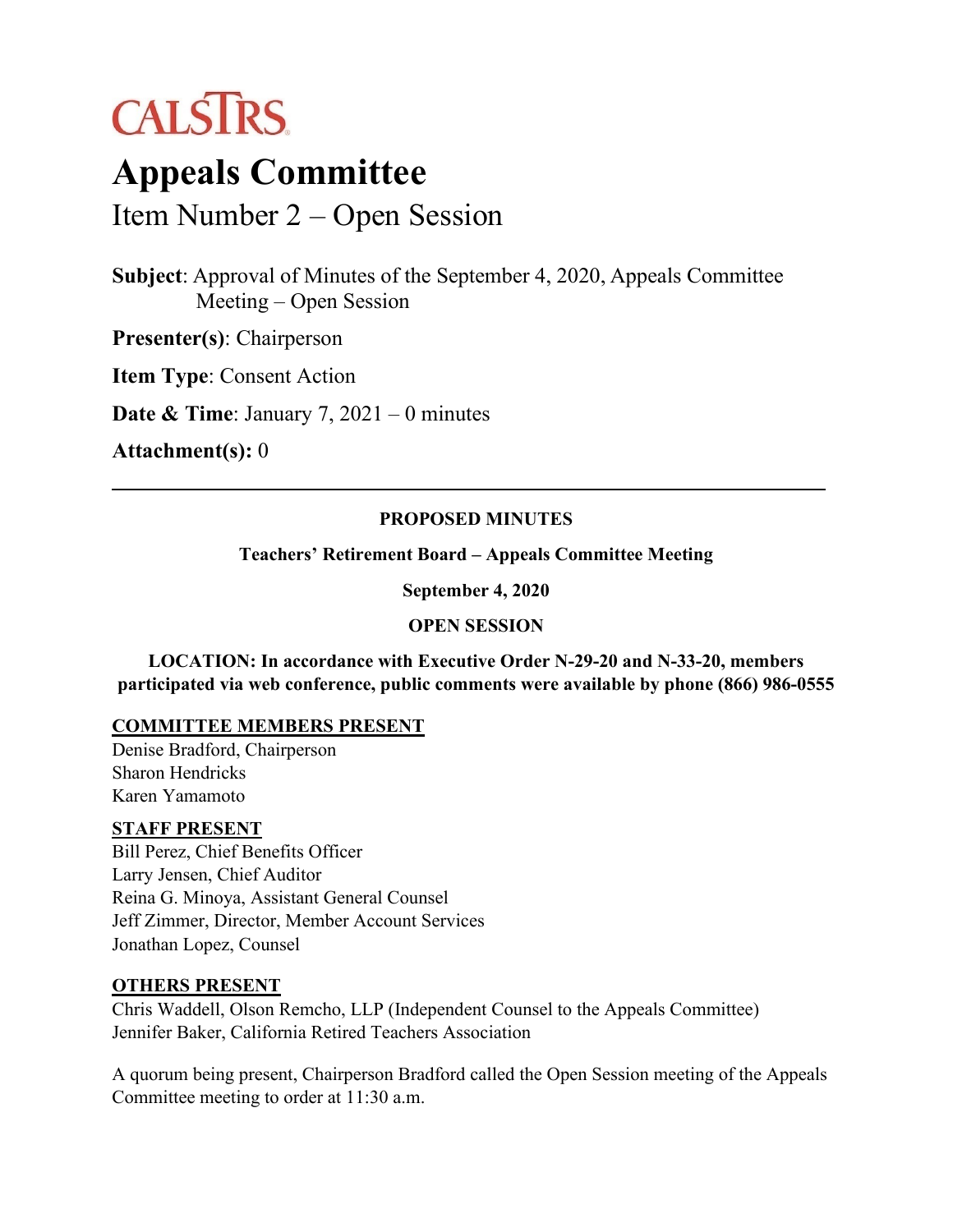CALSTRS

# Appeals Committee

## Item Number 2 – Open Session

**Subject**: Approval of Minutes of the September 4, 2020, Appeals Committee Meeting – Open Session

**Presenter(s)**: Chairperson

**Item Type**: Consent Action

**Date & Time**: January 7, 2021 – 0 minutes

**Attachment(s):** 0

---

**PROPOSED MINUTES**

**Teachers' Retirement Board – Appeals Committee Meeting**

**September 4, 2020**

**OPEN SESSION**

**LOCATION: In accordance with Executive Order N-29-20 and N-33-20, members participated via web conference, public comments were available by phone (866) 986-0555**

**COMMITTEE MEMBERS PRESENT**

Denise Bradford, Chairperson
Sharon Hendricks
Karen Yamamoto

**STAFF PRESENT**

Bill Perez, Chief Benefits Officer
Larry Jensen, Chief Auditor
Reina G. Minoya, Assistant General Counsel
Jeff Zimmer, Director, Member Account Services
Jonathan Lopez, Counsel

**OTHERS PRESENT**

Chris Waddell, Olson Remcho, LLP (Independent Counsel to the Appeals Committee)
Jennifer Baker, California Retired Teachers Association

A quorum being present, Chairperson Bradford called the Open Session meeting of the Appeals Committee meeting to order at 11:30 a.m.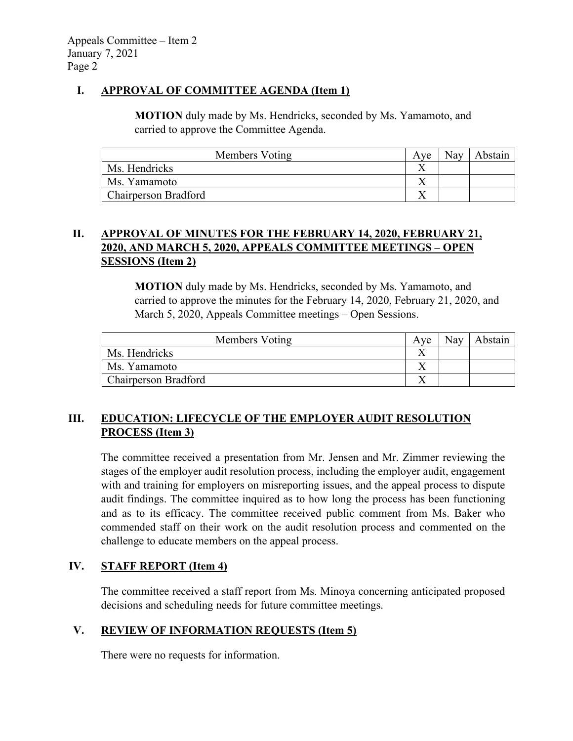## I. APPROVAL OF COMMITTEE AGENDA (Item 1)

**MOTION** duly made by Ms. Hendricks, seconded by Ms. Yamamoto, and carried to approve the Committee Agenda.

| Members Voting | Aye | Nay | Abstain |
| --- | --- | --- | --- |
| Ms. Hendricks | X | | |
| Ms. Yamamoto | X | | |
| Chairperson Bradford | X | | |

## II. APPROVAL OF MINUTES FOR THE FEBRUARY 14, 2020, FEBRUARY 21, 2020, AND MARCH 5, 2020, APPEALS COMMITTEE MEETINGS – OPEN SESSIONS (Item 2)

**MOTION** duly made by Ms. Hendricks, seconded by Ms. Yamamoto, and carried to approve the minutes for the February 14, 2020, February 21, 2020, and March 5, 2020, Appeals Committee meetings – Open Sessions.

| Members Voting | Aye | Nay | Abstain |
| --- | --- | --- | --- |
| Ms. Hendricks | X | | |
| Ms. Yamamoto | X | | |
| Chairperson Bradford | X | | |

## III. EDUCATION: LIFECYCLE OF THE EMPLOYER AUDIT RESOLUTION PROCESS (Item 3)

The committee received a presentation from Mr. Jensen and Mr. Zimmer reviewing the stages of the employer audit resolution process, including the employer audit, engagement with and training for employers on misreporting issues, and the appeal process to dispute audit findings. The committee inquired as to how long the process has been functioning and as to its efficacy. The committee received public comment from Ms. Baker who commended staff on their work on the audit resolution process and commented on the challenge to educate members on the appeal process.

## IV. STAFF REPORT (Item 4)

The committee received a staff report from Ms. Minoya concerning anticipated proposed decisions and scheduling needs for future committee meetings.

## V. REVIEW OF INFORMATION REQUESTS (Item 5)

There were no requests for information.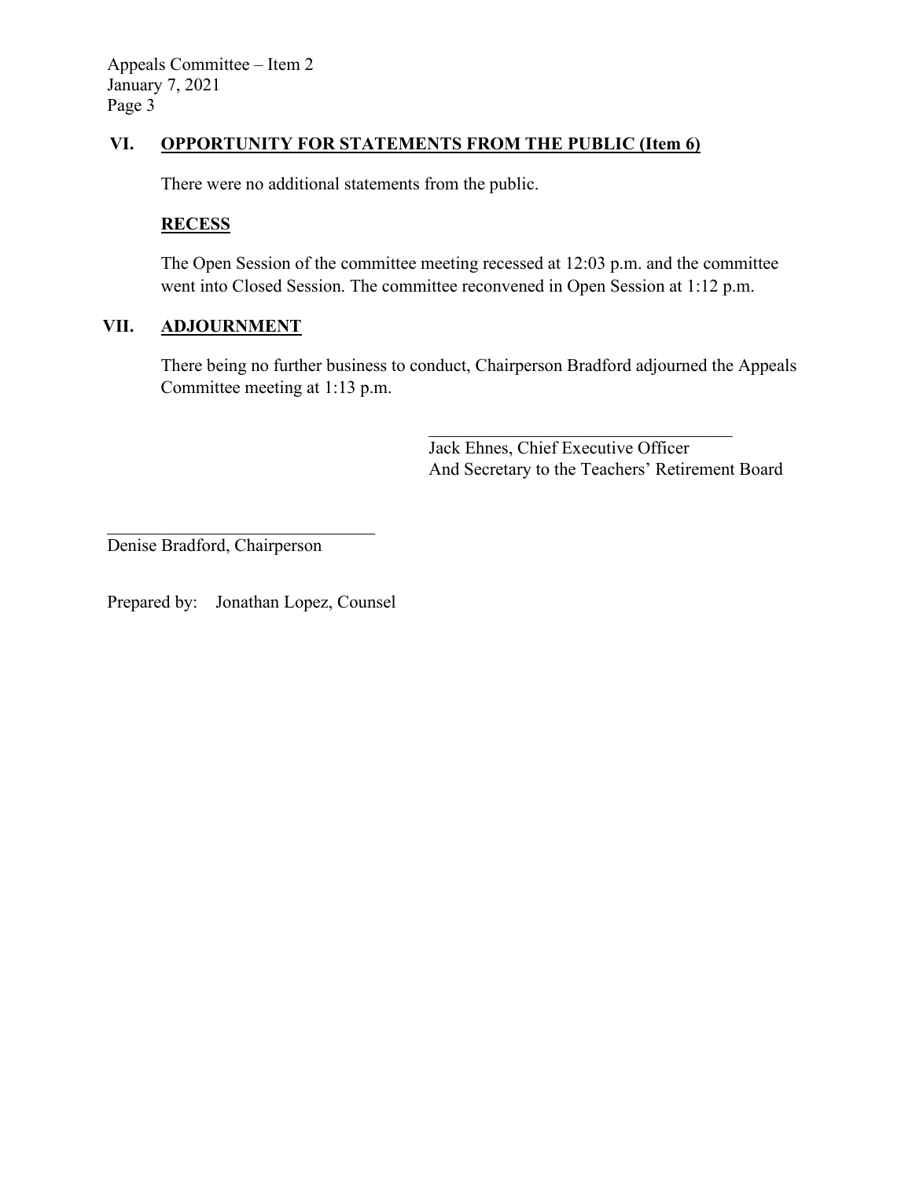## VI. OPPORTUNITY FOR STATEMENTS FROM THE PUBLIC (Item 6)

There were no additional statements from the public.

### RECESS

The Open Session of the committee meeting recessed at 12:03 p.m. and the committee went into Closed Session. The committee reconvened in Open Session at 1:12 p.m.

## VII. ADJOURNMENT

There being no further business to conduct, Chairperson Bradford adjourned the Appeals Committee meeting at 1:13 p.m.

\_\_\_\_\_\_\_\_\_\_\_\_\_\_\_\_\_\_\_\_\_\_\_\_\_\_\_\_\_\_\_\_\_\_\_
Jack Ehnes, Chief Executive Officer
And Secretary to the Teachers' Retirement Board

\_\_\_\_\_\_\_\_\_\_\_\_\_\_\_\_\_\_\_\_\_\_\_\_\_\_\_\_\_\_\_\_\_\_\_
Denise Bradford, Chairperson

Prepared by: Jonathan Lopez, Counsel